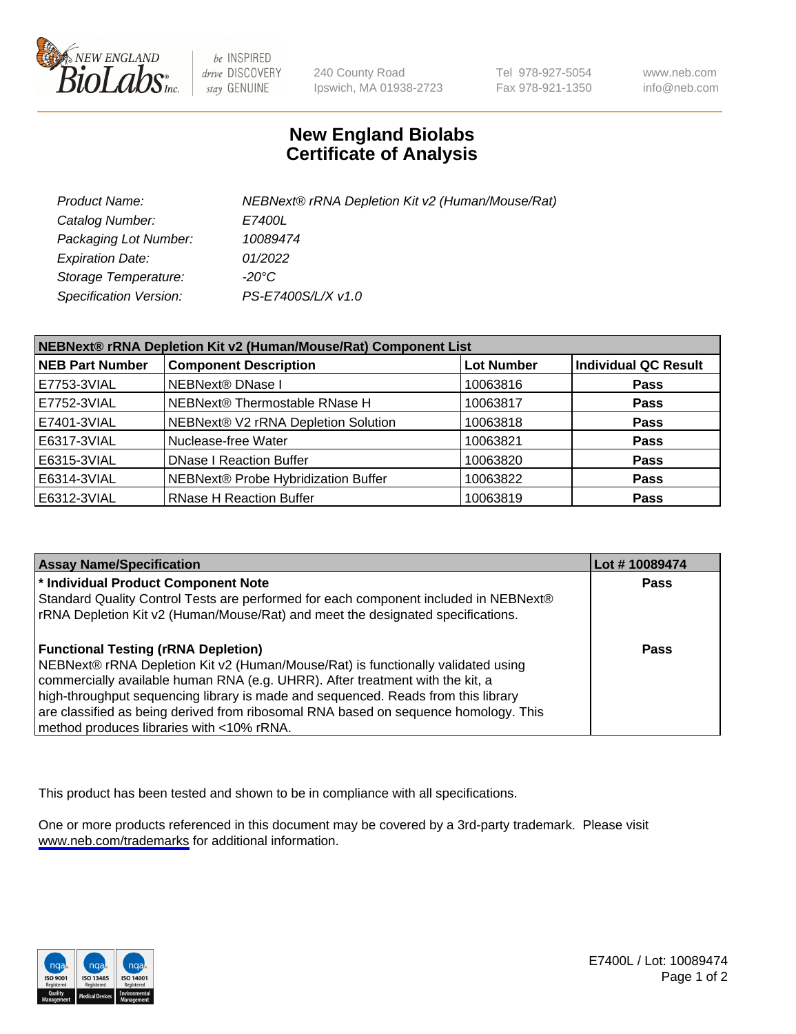# New England Biolabs
# Certificate of Analysis

| | |
|---|---|
| *Product Name:* | *NEBNext® rRNA Depletion Kit v2 (Human/Mouse/Rat)* |
| *Catalog Number:* | *E7400L* |
| *Packaging Lot Number:* | *10089474* |
| *Expiration Date:* | *01/2022* |
| *Storage Temperature:* | *-20°C* |
| *Specification Version:* | *PS-E7400S/L/X v1.0* |

| NEBNext® rRNA Depletion Kit v2 (Human/Mouse/Rat) Component List | | | |
|---|---|---|---|
| **NEB Part Number** | **Component Description** | **Lot Number** | **Individual QC Result** |
| E7753-3VIAL | NEBNext® DNase I | 10063816 | **Pass** |
| E7752-3VIAL | NEBNext® Thermostable RNase H | 10063817 | **Pass** |
| E7401-3VIAL | NEBNext® V2 rRNA Depletion Solution | 10063818 | **Pass** |
| E6317-3VIAL | Nuclease-free Water | 10063821 | **Pass** |
| E6315-3VIAL | DNase I Reaction Buffer | 10063820 | **Pass** |
| E6314-3VIAL | NEBNext® Probe Hybridization Buffer | 10063822 | **Pass** |
| E6312-3VIAL | RNase H Reaction Buffer | 10063819 | **Pass** |

| Assay Name/Specification | Lot # 10089474 |
|---|---|
| **\* Individual Product Component Note**<br>Standard Quality Control Tests are performed for each component included in NEBNext® rRNA Depletion Kit v2 (Human/Mouse/Rat) and meet the designated specifications. | **Pass** |
| **Functional Testing (rRNA Depletion)**<br>NEBNext® rRNA Depletion Kit v2 (Human/Mouse/Rat) is functionally validated using commercially available human RNA (e.g. UHRR). After treatment with the kit, a high-throughput sequencing library is made and sequenced. Reads from this library are classified as being derived from ribosomal RNA based on sequence homology. This method produces libraries with <10% rRNA. | **Pass** |

This product has been tested and shown to be in compliance with all specifications.

One or more products referenced in this document may be covered by a 3rd-party trademark. Please visit www.neb.com/trademarks for additional information.

E7400L / Lot: 10089474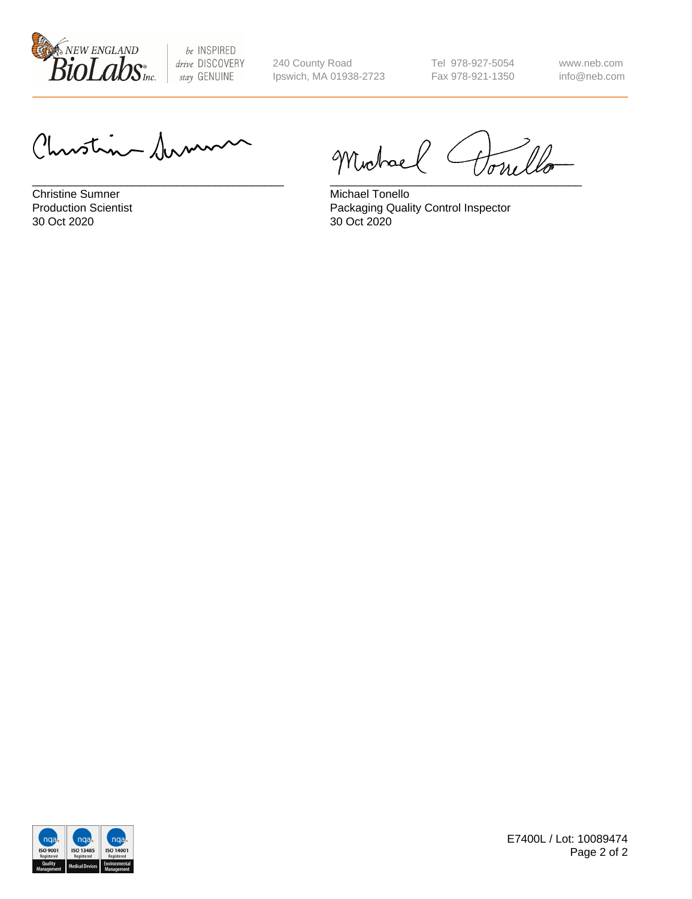Christine Sumner
Production Scientist
30 Oct 2020

Michael Tonello
Packaging Quality Control Inspector
30 Oct 2020

E7400L / Lot: 10089474